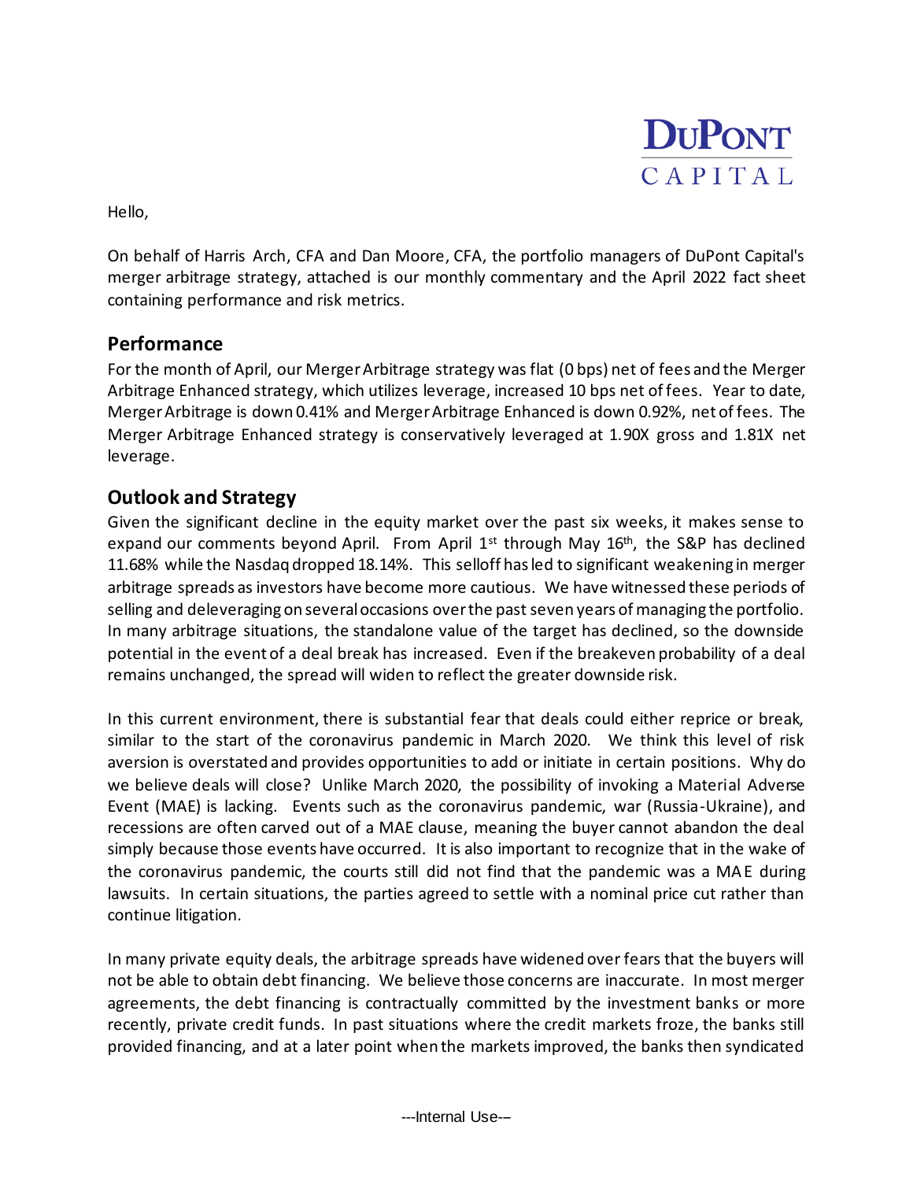DuPont
CAPITAL

Hello,

On behalf of Harris Arch, CFA and Dan Moore, CFA, the portfolio managers of DuPont Capital's merger arbitrage strategy, attached is our monthly commentary and the April 2022 fact sheet containing performance and risk metrics.

## Performance

For the month of April, our Merger Arbitrage strategy was flat (0 bps) net of fees and the Merger Arbitrage Enhanced strategy, which utilizes leverage, increased 10 bps net of fees. Year to date, Merger Arbitrage is down 0.41% and Merger Arbitrage Enhanced is down 0.92%, net of fees. The Merger Arbitrage Enhanced strategy is conservatively leveraged at 1.90X gross and 1.81X net leverage.

## Outlook and Strategy

Given the significant decline in the equity market over the past six weeks, it makes sense to expand our comments beyond April. From April 1st through May 16th, the S&P has declined 11.68% while the Nasdaq dropped 18.14%. This selloff has led to significant weakening in merger arbitrage spreads as investors have become more cautious. We have witnessed these periods of selling and deleveraging on several occasions over the past seven years of managing the portfolio. In many arbitrage situations, the standalone value of the target has declined, so the downside potential in the event of a deal break has increased. Even if the breakeven probability of a deal remains unchanged, the spread will widen to reflect the greater downside risk.

In this current environment, there is substantial fear that deals could either reprice or break, similar to the start of the coronavirus pandemic in March 2020. We think this level of risk aversion is overstated and provides opportunities to add or initiate in certain positions. Why do we believe deals will close? Unlike March 2020, the possibility of invoking a Material Adverse Event (MAE) is lacking. Events such as the coronavirus pandemic, war (Russia-Ukraine), and recessions are often carved out of a MAE clause, meaning the buyer cannot abandon the deal simply because those events have occurred. It is also important to recognize that in the wake of the coronavirus pandemic, the courts still did not find that the pandemic was a MAE during lawsuits. In certain situations, the parties agreed to settle with a nominal price cut rather than continue litigation.

In many private equity deals, the arbitrage spreads have widened over fears that the buyers will not be able to obtain debt financing. We believe those concerns are inaccurate. In most merger agreements, the debt financing is contractually committed by the investment banks or more recently, private credit funds. In past situations where the credit markets froze, the banks still provided financing, and at a later point when the markets improved, the banks then syndicated

---Internal Use---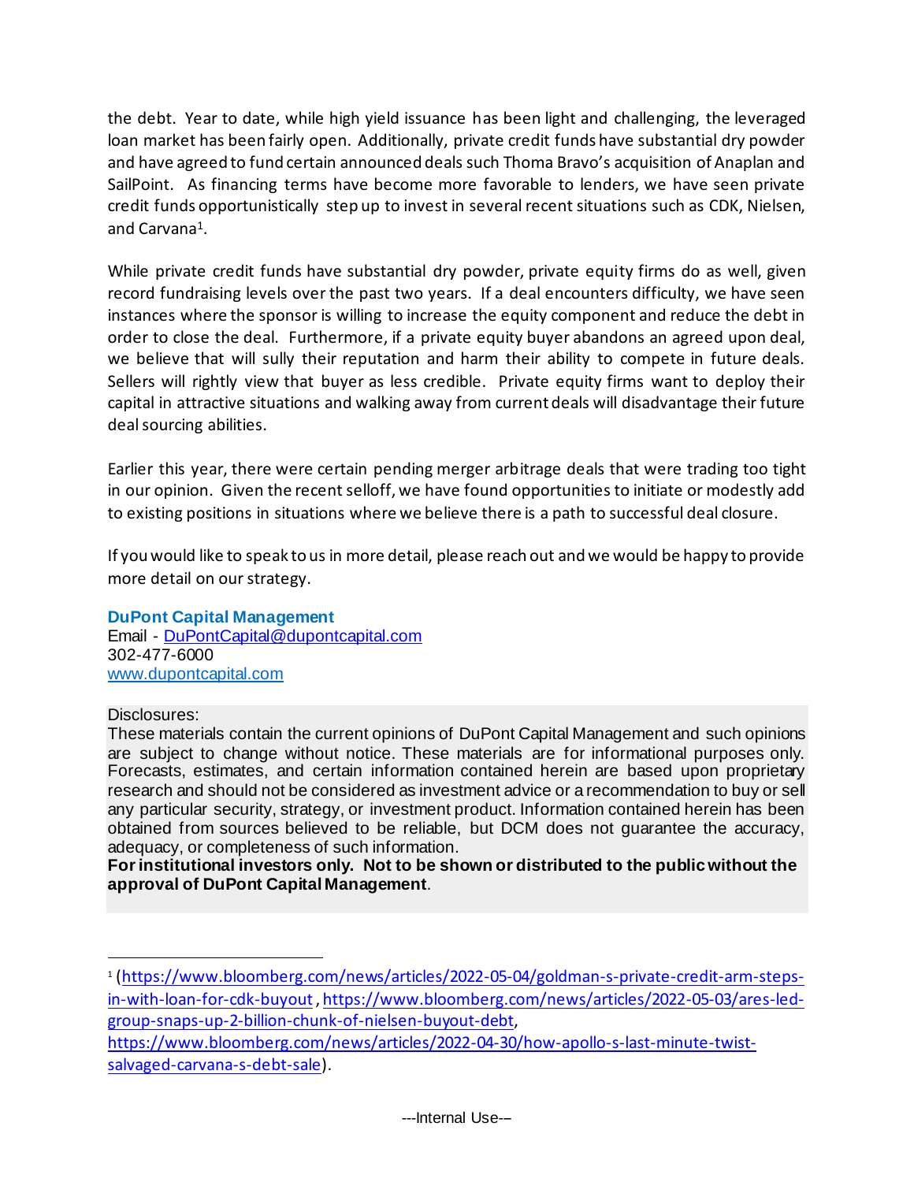the debt. Year to date, while high yield issuance has been light and challenging, the leveraged loan market has been fairly open. Additionally, private credit funds have substantial dry powder and have agreed to fund certain announced deals such Thoma Bravo's acquisition of Anaplan and SailPoint. As financing terms have become more favorable to lenders, we have seen private credit funds opportunistically step up to invest in several recent situations such as CDK, Nielsen, and Carvana[1].

While private credit funds have substantial dry powder, private equity firms do as well, given record fundraising levels over the past two years. If a deal encounters difficulty, we have seen instances where the sponsor is willing to increase the equity component and reduce the debt in order to close the deal. Furthermore, if a private equity buyer abandons an agreed upon deal, we believe that will sully their reputation and harm their ability to compete in future deals. Sellers will rightly view that buyer as less credible. Private equity firms want to deploy their capital in attractive situations and walking away from current deals will disadvantage their future deal sourcing abilities.

Earlier this year, there were certain pending merger arbitrage deals that were trading too tight in our opinion. Given the recent selloff, we have found opportunities to initiate or modestly add to existing positions in situations where we believe there is a path to successful deal closure.

If you would like to speak to us in more detail, please reach out and we would be happy to provide more detail on our strategy.

**DuPont Capital Management**
Email - DuPontCapital@dupontcapital.com
302-477-6000
www.dupontcapital.com

Disclosures:
These materials contain the current opinions of DuPont Capital Management and such opinions are subject to change without notice. These materials are for informational purposes only. Forecasts, estimates, and certain information contained herein are based upon proprietary research and should not be considered as investment advice or a recommendation to buy or sell any particular security, strategy, or investment product. Information contained herein has been obtained from sources believed to be reliable, but DCM does not guarantee the accuracy, adequacy, or completeness of such information.
**For institutional investors only. Not to be shown or distributed to the public without the approval of DuPont Capital Management**.

---

[1] (https://www.bloomberg.com/news/articles/2022-05-04/goldman-s-private-credit-arm-steps-in-with-loan-for-cdk-buyout, https://www.bloomberg.com/news/articles/2022-05-03/ares-led-group-snaps-up-2-billion-chunk-of-nielsen-buyout-debt, https://www.bloomberg.com/news/articles/2022-04-30/how-apollo-s-last-minute-twist-salvaged-carvana-s-debt-sale).

---Internal Use---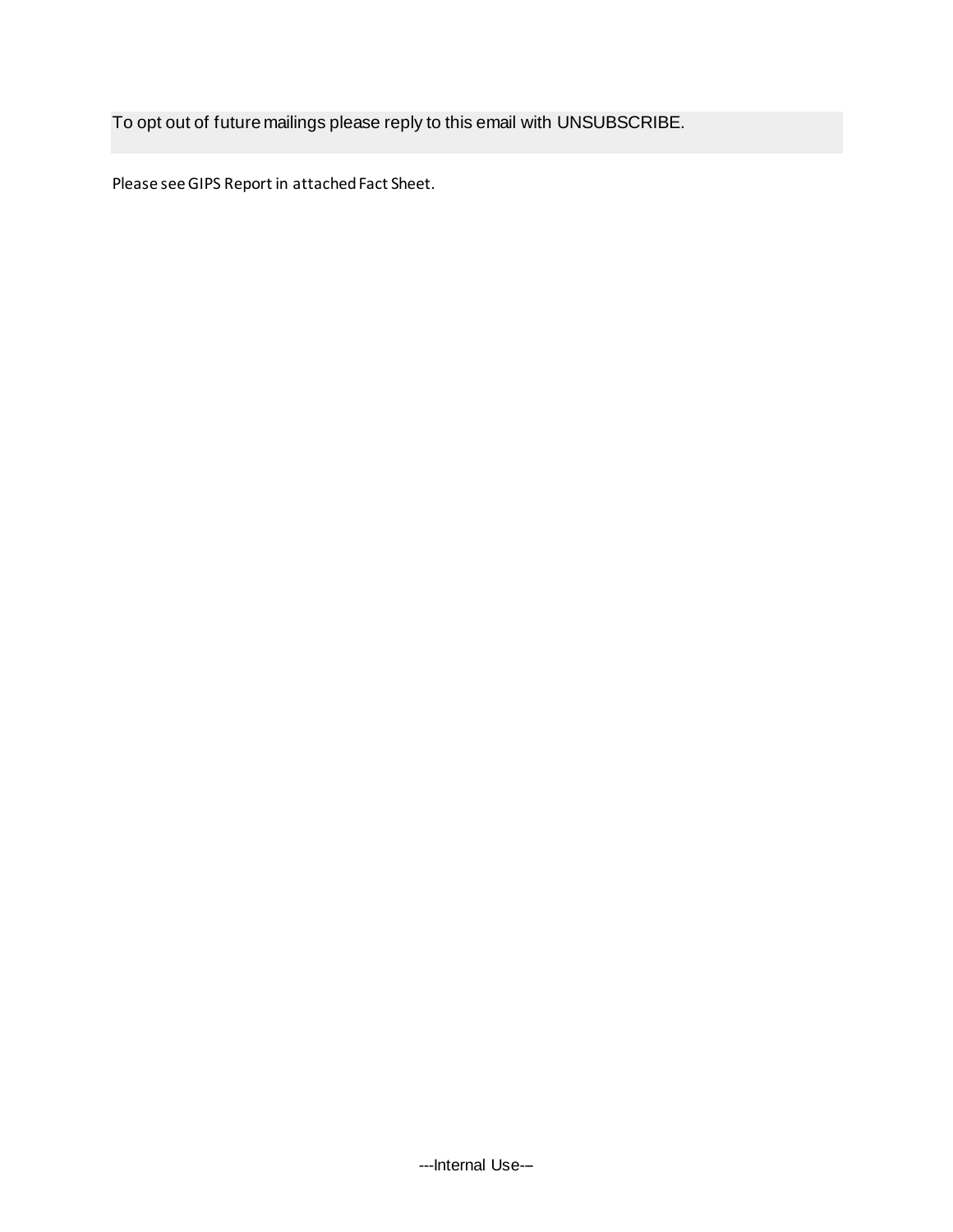To opt out of future mailings please reply to this email with UNSUBSCRIBE.

Please see GIPS Report in attached Fact Sheet.